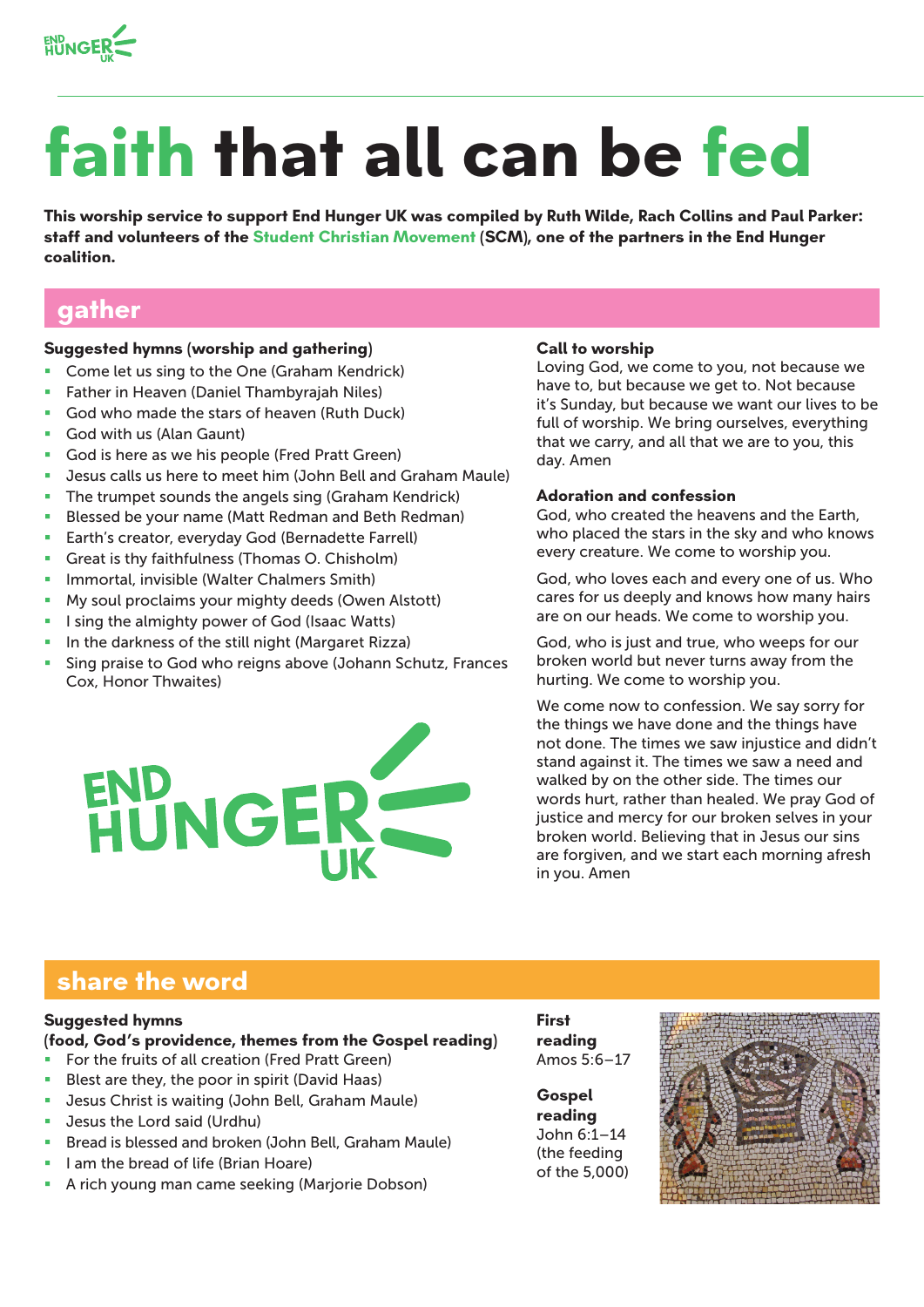# faith that all can be fed

**This worship service to support End Hunger UK was compiled by Ruth Wilde, Rach Collins and Paul Parker: staff and volunteers of the Student Christian Movement (SCM), one of the partners in the End Hunger coalition.**

## gather

**Suggested hymns (worship and gathering)**

- Come let us sing to the One (Graham Kendrick)
- Father in Heaven (Daniel Thambyrajah Niles)
- God who made the stars of heaven (Ruth Duck)
- God with us (Alan Gaunt)
- God is here as we his people (Fred Pratt Green)
- Jesus calls us here to meet him (John Bell and Graham Maule)
- The trumpet sounds the angels sing (Graham Kendrick)
- Blessed be your name (Matt Redman and Beth Redman)
- Earth's creator, everyday God (Bernadette Farrell)
- Great is thy faithfulness (Thomas O. Chisholm)
- Immortal, invisible (Walter Chalmers Smith)
- My soul proclaims your mighty deeds (Owen Alstott)
- I sing the almighty power of God (Isaac Watts)
- In the darkness of the still night (Margaret Rizza)
- Sing praise to God who reigns above (Johann Schutz, Frances Cox, Honor Thwaites)

**Call to worship**

Loving God, we come to you, not because we have to, but because we get to. Not because it's Sunday, but because we want our lives to be full of worship. We bring ourselves, everything that we carry, and all that we are to you, this day. Amen

**Adoration and confession**

God, who created the heavens and the Earth, who placed the stars in the sky and who knows every creature. We come to worship you.

God, who loves each and every one of us. Who cares for us deeply and knows how many hairs are on our heads. We come to worship you.

God, who is just and true, who weeps for our broken world but never turns away from the hurting. We come to worship you.

We come now to confession. We say sorry for the things we have done and the things have not done. The times we saw injustice and didn't stand against it. The times we saw a need and walked by on the other side. The times our words hurt, rather than healed. We pray God of justice and mercy for our broken selves in your broken world. Believing that in Jesus our sins are forgiven, and we start each morning afresh in you. Amen

## share the word

**Suggested hymns**
**(food, God's providence, themes from the Gospel reading)**

- For the fruits of all creation (Fred Pratt Green)
- Blest are they, the poor in spirit (David Haas)
- Jesus Christ is waiting (John Bell, Graham Maule)
- Jesus the Lord said (Urdhu)
- Bread is blessed and broken (John Bell, Graham Maule)
- I am the bread of life (Brian Hoare)
- A rich young man came seeking (Marjorie Dobson)

**First reading**
Amos 5:6–17

**Gospel reading**
John 6:1–14 (the feeding of the 5,000)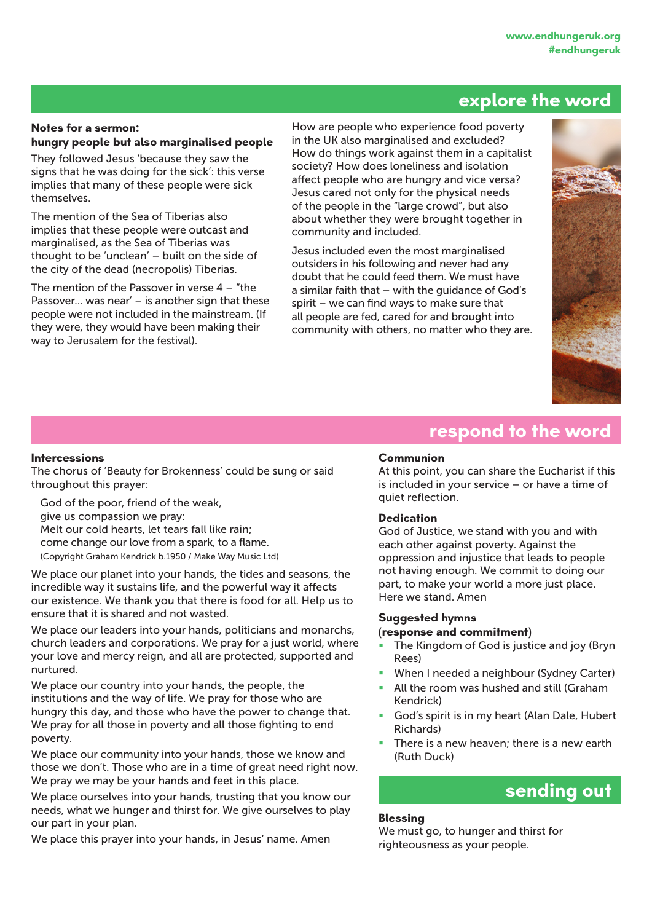## explore the word

**Notes for a sermon:**
**hungry people but also marginalised people**

They followed Jesus 'because they saw the signs that he was doing for the sick': this verse implies that many of these people were sick themselves.

The mention of the Sea of Tiberias also implies that these people were outcast and marginalised, as the Sea of Tiberias was thought to be 'unclean' – built on the side of the city of the dead (necropolis) Tiberias.

The mention of the Passover in verse 4 – "the Passover... was near' – is another sign that these people were not included in the mainstream. (If they were, they would have been making their way to Jerusalem for the festival).

How are people who experience food poverty in the UK also marginalised and excluded? How do things work against them in a capitalist society? How does loneliness and isolation affect people who are hungry and vice versa? Jesus cared not only for the physical needs of the people in the "large crowd", but also about whether they were brought together in community and included.

Jesus included even the most marginalised outsiders in his following and never had any doubt that he could feed them. We must have a similar faith that – with the guidance of God's spirit – we can find ways to make sure that all people are fed, cared for and brought into community with others, no matter who they are.

## respond to the word

**Intercessions**
The chorus of 'Beauty for Brokenness' could be sung or said throughout this prayer:

> God of the poor, friend of the weak,
> give us compassion we pray:
> Melt our cold hearts, let tears fall like rain;
> come change our love from a spark, to a flame.
> (Copyright Graham Kendrick b.1950 / Make Way Music Ltd)

We place our planet into your hands, the tides and seasons, the incredible way it sustains life, and the powerful way it affects our existence. We thank you that there is food for all. Help us to ensure that it is shared and not wasted.

We place our leaders into your hands, politicians and monarchs, church leaders and corporations. We pray for a just world, where your love and mercy reign, and all are protected, supported and nurtured.

We place our country into your hands, the people, the institutions and the way of life. We pray for those who are hungry this day, and those who have the power to change that. We pray for all those in poverty and all those fighting to end poverty.

We place our community into your hands, those we know and those we don't. Those who are in a time of great need right now. We pray we may be your hands and feet in this place.

We place ourselves into your hands, trusting that you know our needs, what we hunger and thirst for. We give ourselves to play our part in your plan.

We place this prayer into your hands, in Jesus' name. Amen

**Communion**
At this point, you can share the Eucharist if this is included in your service – or have a time of quiet reflection.

**Dedication**
God of Justice, we stand with you and with each other against poverty. Against the oppression and injustice that leads to people not having enough. We commit to doing our part, to make your world a more just place. Here we stand. Amen

**Suggested hymns**
**(response and commitment)**

- The Kingdom of God is justice and joy (Bryn Rees)
- When I needed a neighbour (Sydney Carter)
- All the room was hushed and still (Graham Kendrick)
- God's spirit is in my heart (Alan Dale, Hubert Richards)
- There is a new heaven; there is a new earth (Ruth Duck)

## sending out

**Blessing**
We must go, to hunger and thirst for righteousness as your people.